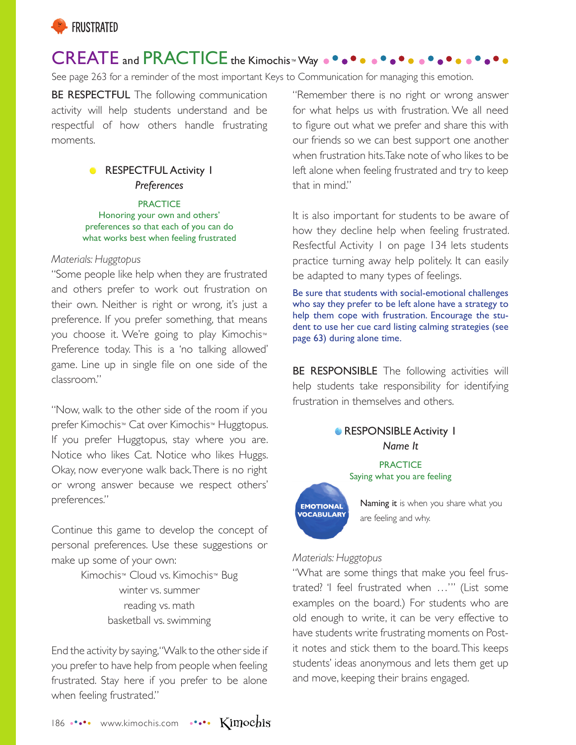FRUSTRATED

## CREATE and PRACTICE the Kimochis™ Way

See page 263 for a reminder of the most important Keys to Communication for managing this emotion.

**BE RESPECTFUL** The following communication activity will help students understand and be respectful of how others handle frustrating moments.

### RESPECTFUL Activity 1
*Preferences*

PRACTICE
Honoring your own and others' preferences so that each of you can do what works best when feeling frustrated

*Materials: Huggtopus*

"Some people like help when they are frustrated and others prefer to work out frustration on their own. Neither is right or wrong, it's just a preference. If you prefer something, that means you choose it. We're going to play Kimochis™ Preference today. This is a 'no talking allowed' game. Line up in single file on one side of the classroom."

"Now, walk to the other side of the room if you prefer Kimochis™ Cat over Kimochis™ Huggtopus. If you prefer Huggtopus, stay where you are. Notice who likes Cat. Notice who likes Huggs. Okay, now everyone walk back. There is no right or wrong answer because we respect others' preferences."

Continue this game to develop the concept of personal preferences. Use these suggestions or make up some of your own:

Kimochis™ Cloud vs. Kimochis™ Bug
winter vs. summer
reading vs. math
basketball vs. swimming

End the activity by saying, "Walk to the other side if you prefer to have help from people when feeling frustrated. Stay here if you prefer to be alone when feeling frustrated."

"Remember there is no right or wrong answer for what helps us with frustration. We all need to figure out what we prefer and share this with our friends so we can best support one another when frustration hits. Take note of who likes to be left alone when feeling frustrated and try to keep that in mind."

It is also important for students to be aware of how they decline help when feeling frustrated. Resfectful Activity 1 on page 134 lets students practice turning away help politely. It can easily be adapted to many types of feelings.

Be sure that students with social-emotional challenges who say they prefer to be left alone have a strategy to help them cope with frustration. Encourage the student to use her cue card listing calming strategies (see page 63) during alone time.

**BE RESPONSIBLE** The following activities will help students take responsibility for identifying frustration in themselves and others.

### RESPONSIBLE Activity 1
*Name It*

PRACTICE
Saying what you are feeling

EMOTIONAL VOCABULARY

**Naming it** is when you share what you are feeling and why.

*Materials: Huggtopus*

"What are some things that make you feel frustrated? 'I feel frustrated when …'" (List some examples on the board.) For students who are old enough to write, it can be very effective to have students write frustrating moments on Post-it notes and stick them to the board. This keeps students' ideas anonymous and lets them get up and move, keeping their brains engaged.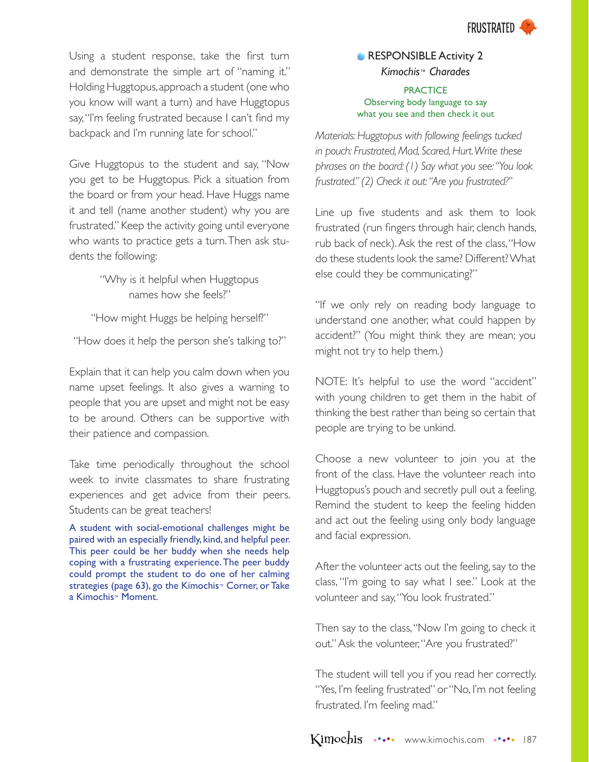Using a student response, take the first turn and demonstrate the simple art of "naming it." Holding Huggtopus, approach a student (one who you know will want a turn) and have Huggtopus say, "I'm feeling frustrated because I can't find my backpack and I'm running late for school."

Give Huggtopus to the student and say, "Now you get to be Huggtopus. Pick a situation from the board or from your head. Have Huggs name it and tell (name another student) why you are frustrated." Keep the activity going until everyone who wants to practice gets a turn. Then ask students the following:

"Why is it helpful when Huggtopus names how she feels?"

"How might Huggs be helping herself?"

"How does it help the person she's talking to?"

Explain that it can help you calm down when you name upset feelings. It also gives a warning to people that you are upset and might not be easy to be around. Others can be supportive with their patience and compassion.

Take time periodically throughout the school week to invite classmates to share frustrating experiences and get advice from their peers. Students can be great teachers!

A student with social-emotional challenges might be paired with an especially friendly, kind, and helpful peer. This peer could be her buddy when she needs help coping with a frustrating experience. The peer buddy could prompt the student to do one of her calming strategies (page 63), go the Kimochis™ Corner, or Take a Kimochis™ Moment.

## RESPONSIBLE Activity 2

*Kimochis™ Charades*

**PRACTICE**
Observing body language to say what you see and then check it out

*Materials: Huggtopus with following feelings tucked in pouch: Frustrated, Mad, Scared, Hurt. Write these phrases on the board: (1) Say what you see: "You look frustrated." (2) Check it out: "Are you frustrated?"*

Line up five students and ask them to look frustrated (run fingers through hair, clench hands, rub back of neck). Ask the rest of the class, "How do these students look the same? Different? What else could they be communicating?"

"If we only rely on reading body language to understand one another, what could happen by accident?" (You might think they are mean; you might not try to help them.)

NOTE: It's helpful to use the word "accident" with young children to get them in the habit of thinking the best rather than being so certain that people are trying to be unkind.

Choose a new volunteer to join you at the front of the class. Have the volunteer reach into Huggtopus's pouch and secretly pull out a feeling. Remind the student to keep the feeling hidden and act out the feeling using only body language and facial expression.

After the volunteer acts out the feeling, say to the class, "I'm going to say what I see." Look at the volunteer and say, "You look frustrated."

Then say to the class, "Now I'm going to check it out." Ask the volunteer, "Are you frustrated?"

The student will tell you if you read her correctly. "Yes, I'm feeling frustrated" or "No, I'm not feeling frustrated. I'm feeling mad."